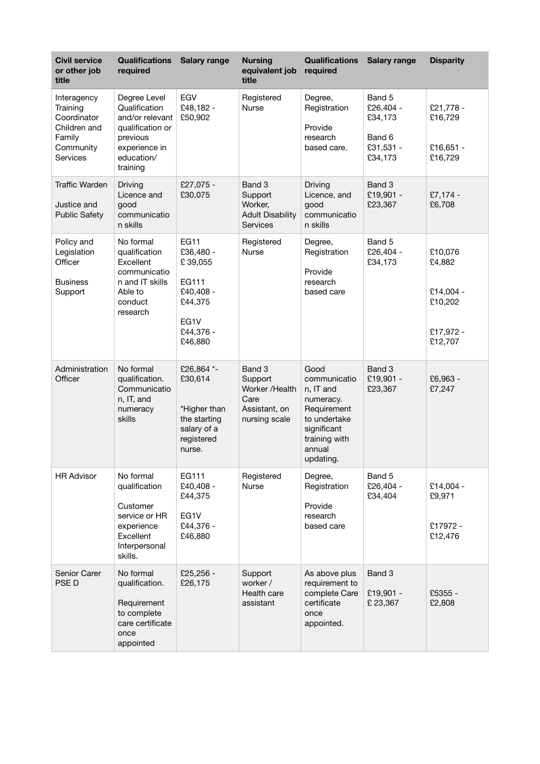| Civil service or other job title | Qualifications required | Salary range | Nursing equivalent job title | Qualifications required | Salary range | Disparity |
|---|---|---|---|---|---|---|
| Interagency Training Coordinator Children and Family Community Services | Degree Level Qualification and/or relevant qualification or previous experience in education/ training | EGV £48,182 - £50,902 | Registered Nurse | Degree, Registration<br><br>Provide research based care. | Band 5 £26,404 - £34,173<br><br>Band 6 £31,531 - £34,173 | £21,778 - £16,729<br><br>£16,651 - £16,729 |
| Traffic Warden<br><br>Justice and Public Safety | Driving Licence and good communication skills | £27,075 - £30,075 | Band 3 Support Worker, Adult Disability Services | Driving Licence, and good communication skills | Band 3 £19,901 - £23,367 | £7,174 - £6,708 |
| Policy and Legislation Officer<br><br>Business Support | No formal qualification Excellent communication and IT skills Able to conduct research | EG11 £36,480 - £ 39,055<br><br>EG111 £40,408 - £44,375<br><br>EG1V £44,376 - £46,880 | Registered Nurse | Degree, Registration<br><br>Provide research based care | Band 5 £26,404 - £34,173 | £10,076 £4,882<br><br>£14,004 - £10,202<br><br>£17,972 - £12,707 |
| Administration Officer | No formal qualification. Communication, IT, and numeracy skills | £26,864 *- £30,614<br><br>*Higher than the starting salary of a registered nurse. | Band 3 Support Worker /Health Care Assistant, on nursing scale | Good communication, IT and numeracy. Requirement to undertake significant training with annual updating. | Band 3 £19,901 - £23,367 | £6,963 - £7,247 |
| HR Advisor | No formal qualification<br><br>Customer service or HR experience Excellent Interpersonal skills. | EG111 £40,408 - £44,375<br><br>EG1V £44,376 - £46,880 | Registered Nurse | Degree, Registration<br><br>Provide research based care | Band 5 £26,404 - £34,404 | £14,004 - £9,971<br><br>£17972 - £12,476 |
| Senior Carer PSE D | No formal qualification.<br><br>Requirement to complete care certificate once appointed | £25,256 - £26,175 | Support worker / Health care assistant | As above plus requirement to complete Care certificate once appointed. | Band 3<br><br>£19,901 - £ 23,367 | £5355 - £2,808 |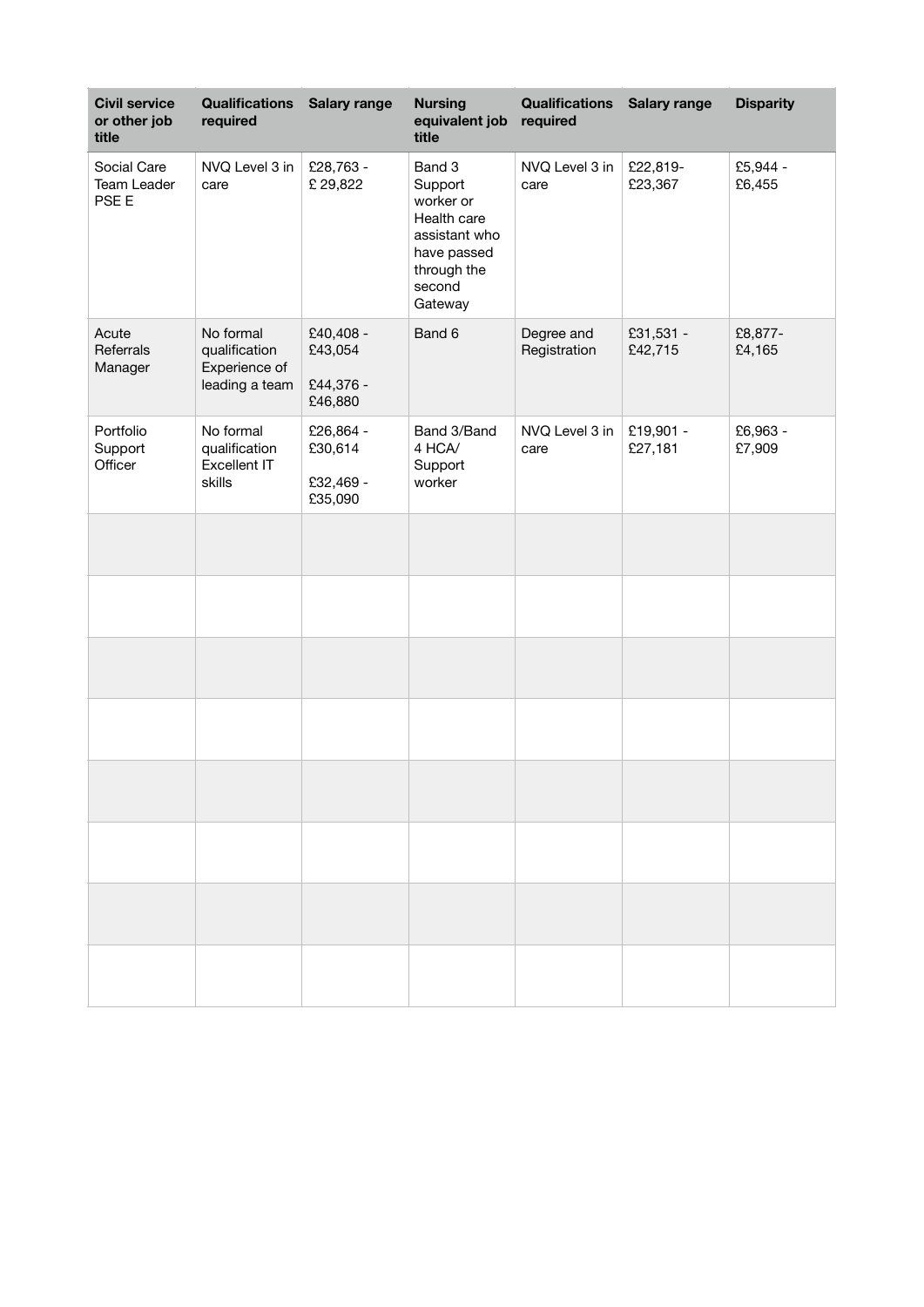| Civil service or other job title | Qualifications required | Salary range | Nursing equivalent job title | Qualifications required | Salary range | Disparity |
|---|---|---|---|---|---|---|
| Social Care Team Leader PSE E | NVQ Level 3 in care | £28,763 - £ 29,822 | Band 3 Support worker or Health care assistant who have passed through the second Gateway | NVQ Level 3 in care | £22,819- £23,367 | £5,944 - £6,455 |
| Acute Referrals Manager | No formal qualification Experience of leading a team | £40,408 - £43,054<br><br>£44,376 - £46,880 | Band 6 | Degree and Registration | £31,531 - £42,715 | £8,877- £4,165 |
| Portfolio Support Officer | No formal qualification Excellent IT skills | £26,864 - £30,614<br><br>£32,469 - £35,090 | Band 3/Band 4 HCA/ Support worker | NVQ Level 3 in care | £19,901 - £27,181 | £6,963 - £7,909 |
| | | | | | | |
| | | | | | | |
| | | | | | | |
| | | | | | | |
| | | | | | | |
| | | | | | | |
| | | | | | | |
| | | | | | | |